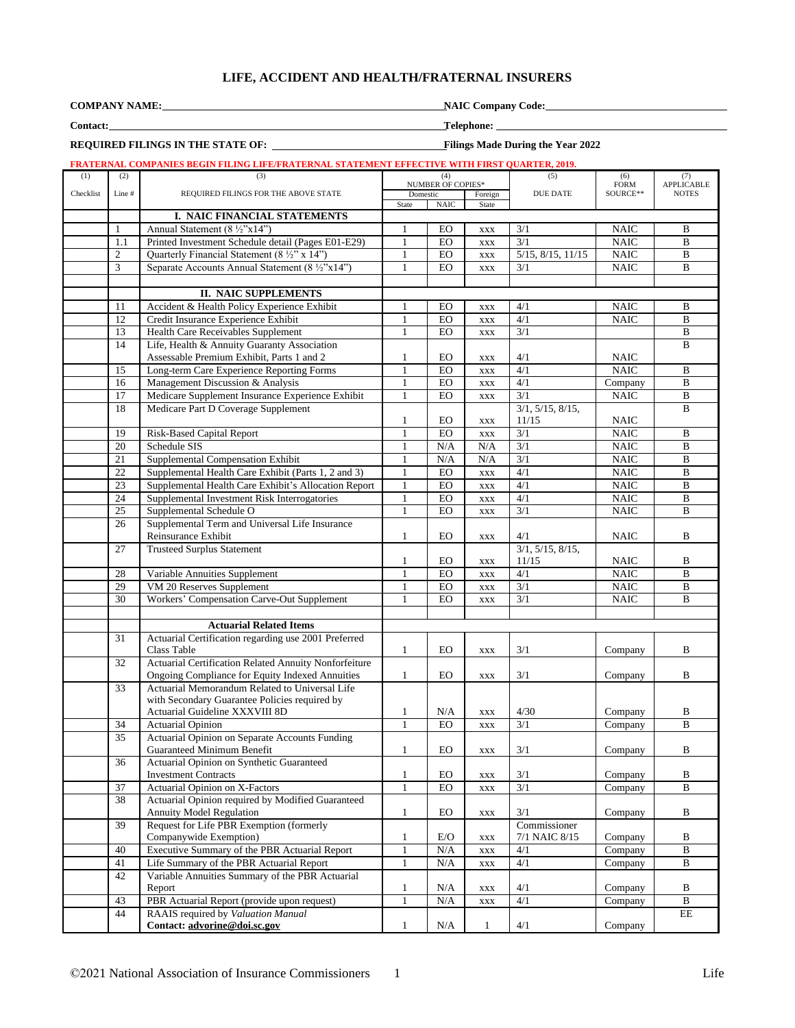# LIFE, ACCIDENT AND HEALTH/FRATERNAL INSURERS

**COMPANY NAME:** \_\_\_\_\_\_\_\_\_\_\_\_\_\_\_\_\_\_\_\_ **NAIC Company Code:** \_\_\_\_\_\_\_\_\_\_\_\_\_\_\_\_\_\_\_\_

**Contact:** \_\_\_\_\_\_\_\_\_\_\_\_\_\_\_\_\_\_\_\_ **Telephone:** \_\_\_\_\_\_\_\_\_\_\_\_\_\_\_\_\_\_\_\_

**REQUIRED FILINGS IN THE STATE OF:** \_\_\_\_\_\_\_\_\_\_\_\_\_\_\_\_\_\_\_\_ **Filings Made During the Year 2022**

**FRATERNAL COMPANIES BEGIN FILING LIFE/FRATERNAL STATEMENT EFFECTIVE WITH FIRST QUARTER, 2019.**

| (1) Checklist | (2) Line # | (3) REQUIRED FILINGS FOR THE ABOVE STATE | (4) NUMBER OF COPIES* Domestic State | Domestic NAIC | Foreign State | (5) DUE DATE | (6) FORM SOURCE** | (7) APPLICABLE NOTES |
|---|---|---|---|---|---|---|---|---|
| | | **I. NAIC FINANCIAL STATEMENTS** | | | | | | |
| | 1 | Annual Statement (8 ½"x14") | 1 | EO | xxx | 3/1 | NAIC | B |
| | 1.1 | Printed Investment Schedule detail (Pages E01-E29) | 1 | EO | xxx | 3/1 | NAIC | B |
| | 2 | Quarterly Financial Statement (8 ½" x 14") | 1 | EO | xxx | 5/15, 8/15, 11/15 | NAIC | B |
| | 3 | Separate Accounts Annual Statement (8 ½"x14") | 1 | EO | xxx | 3/1 | NAIC | B |
| | | | | | | | | |
| | | **II. NAIC SUPPLEMENTS** | | | | | | |
| | 11 | Accident & Health Policy Experience Exhibit | 1 | EO | xxx | 4/1 | NAIC | B |
| | 12 | Credit Insurance Experience Exhibit | 1 | EO | xxx | 4/1 | NAIC | B |
| | 13 | Health Care Receivables Supplement | 1 | EO | xxx | 3/1 | | B |
| | 14 | Life, Health & Annuity Guaranty Association Assessable Premium Exhibit, Parts 1 and 2 | 1 | EO | xxx | 4/1 | NAIC | B |
| | 15 | Long-term Care Experience Reporting Forms | 1 | EO | xxx | 4/1 | NAIC | B |
| | 16 | Management Discussion & Analysis | 1 | EO | xxx | 4/1 | Company | B |
| | 17 | Medicare Supplement Insurance Experience Exhibit | 1 | EO | xxx | 3/1 | NAIC | B |
| | 18 | Medicare Part D Coverage Supplement | 1 | EO | xxx | 3/1, 5/15, 8/15, 11/15 | NAIC | B |
| | 19 | Risk-Based Capital Report | 1 | EO | xxx | 3/1 | NAIC | B |
| | 20 | Schedule SIS | 1 | N/A | N/A | 3/1 | NAIC | B |
| | 21 | Supplemental Compensation Exhibit | 1 | N/A | N/A | 3/1 | NAIC | B |
| | 22 | Supplemental Health Care Exhibit (Parts 1, 2 and 3) | 1 | EO | xxx | 4/1 | NAIC | B |
| | 23 | Supplemental Health Care Exhibit's Allocation Report | 1 | EO | xxx | 4/1 | NAIC | B |
| | 24 | Supplemental Investment Risk Interrogatories | 1 | EO | xxx | 4/1 | NAIC | B |
| | 25 | Supplemental Schedule O | 1 | EO | xxx | 3/1 | NAIC | B |
| | 26 | Supplemental Term and Universal Life Insurance Reinsurance Exhibit | 1 | EO | xxx | 4/1 | NAIC | B |
| | 27 | Trusteed Surplus Statement | 1 | EO | xxx | 3/1, 5/15, 8/15, 11/15 | NAIC | B |
| | 28 | Variable Annuities Supplement | 1 | EO | xxx | 4/1 | NAIC | B |
| | 29 | VM 20 Reserves Supplement | 1 | EO | xxx | 3/1 | NAIC | B |
| | 30 | Workers' Compensation Carve-Out Supplement | 1 | EO | xxx | 3/1 | NAIC | B |
| | | | | | | | | |
| | | **Actuarial Related Items** | | | | | | |
| | 31 | Actuarial Certification regarding use 2001 Preferred Class Table | 1 | EO | xxx | 3/1 | Company | B |
| | 32 | Actuarial Certification Related Annuity Nonforfeiture Ongoing Compliance for Equity Indexed Annuities | 1 | EO | xxx | 3/1 | Company | B |
| | 33 | Actuarial Memorandum Related to Universal Life with Secondary Guarantee Policies required by Actuarial Guideline XXXVIII 8D | 1 | N/A | xxx | 4/30 | Company | B |
| | 34 | Actuarial Opinion | 1 | EO | xxx | 3/1 | Company | B |
| | 35 | Actuarial Opinion on Separate Accounts Funding Guaranteed Minimum Benefit | 1 | EO | xxx | 3/1 | Company | B |
| | 36 | Actuarial Opinion on Synthetic Guaranteed Investment Contracts | 1 | EO | xxx | 3/1 | Company | B |
| | 37 | Actuarial Opinion on X-Factors | 1 | EO | xxx | 3/1 | Company | B |
| | 38 | Actuarial Opinion required by Modified Guaranteed Annuity Model Regulation | 1 | EO | xxx | 3/1 | Company | B |
| | 39 | Request for Life PBR Exemption (formerly Companywide Exemption) | 1 | E/O | xxx | Commissioner 7/1 NAIC 8/15 | Company | B |
| | 40 | Executive Summary of the PBR Actuarial Report | 1 | N/A | xxx | 4/1 | Company | B |
| | 41 | Life Summary of the PBR Actuarial Report | 1 | N/A | xxx | 4/1 | Company | B |
| | 42 | Variable Annuities Summary of the PBR Actuarial Report | 1 | N/A | xxx | 4/1 | Company | B |
| | 43 | PBR Actuarial Report (provide upon request) | 1 | N/A | xxx | 4/1 | Company | B |
| | 44 | RAAIS required by *Valuation Manual* **Contact: advorine@doi.sc.gov** | 1 | N/A | 1 | 4/1 | Company | EE |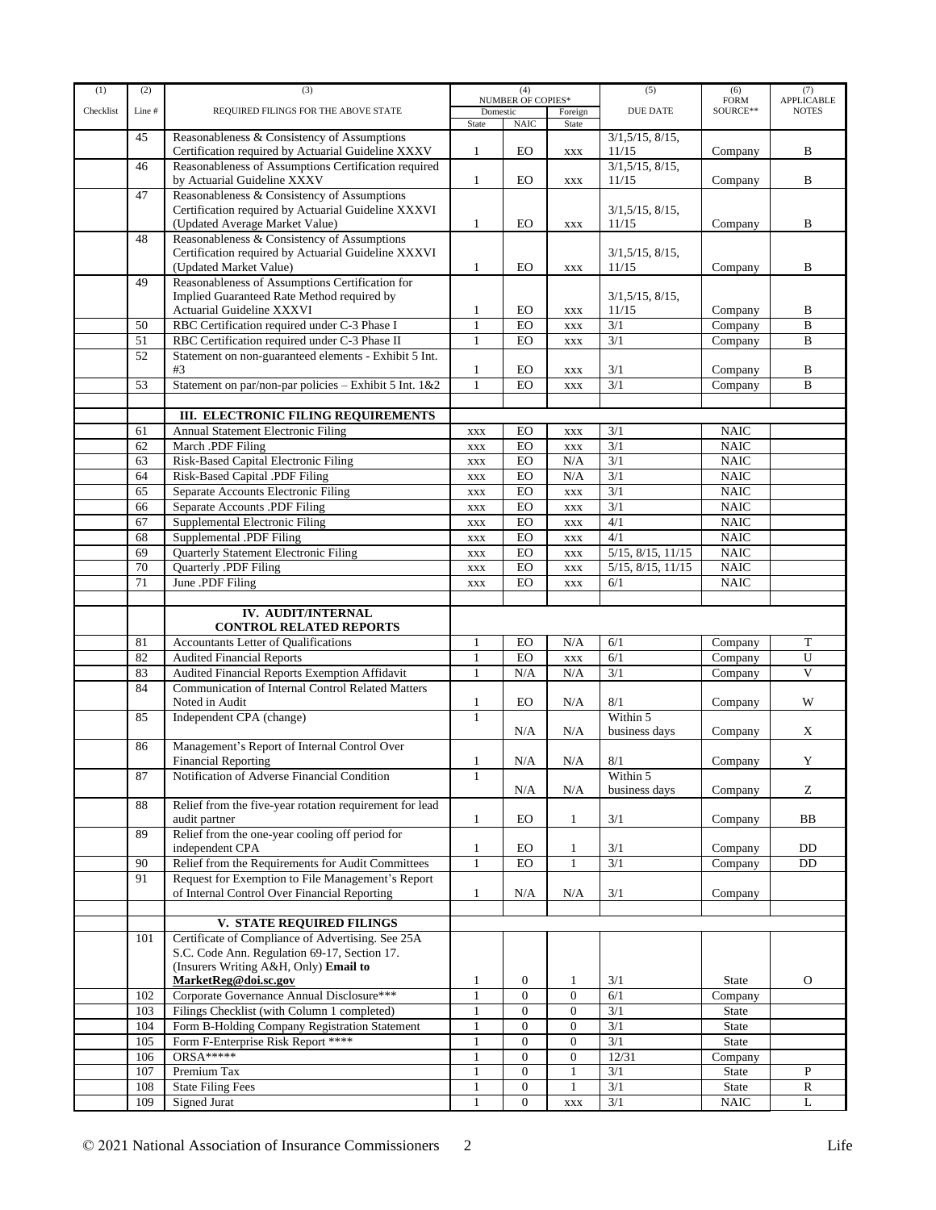| (1) Checklist | (2) Line # | (3) REQUIRED FILINGS FOR THE ABOVE STATE | (4) NUMBER OF COPIES* Domestic State | NAIC | Foreign State | (5) DUE DATE | (6) FORM SOURCE** | (7) APPLICABLE NOTES |
|---|---|---|---|---|---|---|---|---|
| | 45 | Reasonableness & Consistency of Assumptions Certification required by Actuarial Guideline XXXV | 1 | EO | xxx | 3/1,5/15, 8/15, 11/15 | Company | B |
| | 46 | Reasonableness of Assumptions Certification required by Actuarial Guideline XXXV | 1 | EO | xxx | 3/1,5/15, 8/15, 11/15 | Company | B |
| | 47 | Reasonableness & Consistency of Assumptions Certification required by Actuarial Guideline XXXVI (Updated Average Market Value) | 1 | EO | xxx | 3/1,5/15, 8/15, 11/15 | Company | B |
| | 48 | Reasonableness & Consistency of Assumptions Certification required by Actuarial Guideline XXXVI (Updated Market Value) | 1 | EO | xxx | 3/1,5/15, 8/15, 11/15 | Company | B |
| | 49 | Reasonableness of Assumptions Certification for Implied Guaranteed Rate Method required by Actuarial Guideline XXXVI | 1 | EO | xxx | 3/1,5/15, 8/15, 11/15 | Company | B |
| | 50 | RBC Certification required under C-3 Phase I | 1 | EO | xxx | 3/1 | Company | B |
| | 51 | RBC Certification required under C-3 Phase II | 1 | EO | xxx | 3/1 | Company | B |
| | 52 | Statement on non-guaranteed elements - Exhibit 5 Int. #3 | 1 | EO | xxx | 3/1 | Company | B |
| | 53 | Statement on par/non-par policies – Exhibit 5 Int. 1&2 | 1 | EO | xxx | 3/1 | Company | B |
| | | | | | | | | |
| | | **III. ELECTRONIC FILING REQUIREMENTS** | | | | | | |
| | 61 | Annual Statement Electronic Filing | xxx | EO | xxx | 3/1 | NAIC | |
| | 62 | March .PDF Filing | xxx | EO | xxx | 3/1 | NAIC | |
| | 63 | Risk-Based Capital Electronic Filing | xxx | EO | N/A | 3/1 | NAIC | |
| | 64 | Risk-Based Capital .PDF Filing | xxx | EO | N/A | 3/1 | NAIC | |
| | 65 | Separate Accounts Electronic Filing | xxx | EO | xxx | 3/1 | NAIC | |
| | 66 | Separate Accounts .PDF Filing | xxx | EO | xxx | 3/1 | NAIC | |
| | 67 | Supplemental Electronic Filing | xxx | EO | xxx | 4/1 | NAIC | |
| | 68 | Supplemental .PDF Filing | xxx | EO | xxx | 4/1 | NAIC | |
| | 69 | Quarterly Statement Electronic Filing | xxx | EO | xxx | 5/15, 8/15, 11/15 | NAIC | |
| | 70 | Quarterly .PDF Filing | xxx | EO | xxx | 5/15, 8/15, 11/15 | NAIC | |
| | 71 | June .PDF Filing | xxx | EO | xxx | 6/1 | NAIC | |
| | | | | | | | | |
| | | **IV. AUDIT/INTERNAL CONTROL RELATED REPORTS** | | | | | | |
| | 81 | Accountants Letter of Qualifications | 1 | EO | N/A | 6/1 | Company | T |
| | 82 | Audited Financial Reports | 1 | EO | xxx | 6/1 | Company | U |
| | 83 | Audited Financial Reports Exemption Affidavit | 1 | N/A | N/A | 3/1 | Company | V |
| | 84 | Communication of Internal Control Related Matters Noted in Audit | 1 | EO | N/A | 8/1 | Company | W |
| | 85 | Independent CPA (change) | 1 | N/A | N/A | Within 5 business days | Company | X |
| | 86 | Management's Report of Internal Control Over Financial Reporting | 1 | N/A | N/A | 8/1 | Company | Y |
| | 87 | Notification of Adverse Financial Condition | 1 | N/A | N/A | Within 5 business days | Company | Z |
| | 88 | Relief from the five-year rotation requirement for lead audit partner | 1 | EO | 1 | 3/1 | Company | BB |
| | 89 | Relief from the one-year cooling off period for independent CPA | 1 | EO | 1 | 3/1 | Company | DD |
| | 90 | Relief from the Requirements for Audit Committees | 1 | EO | 1 | 3/1 | Company | DD |
| | 91 | Request for Exemption to File Management's Report of Internal Control Over Financial Reporting | 1 | N/A | N/A | 3/1 | Company | |
| | | | | | | | | |
| | | **V. STATE REQUIRED FILINGS** | | | | | | |
| | 101 | Certificate of Compliance of Advertising. See 25A S.C. Code Ann. Regulation 69-17, Section 17. (Insurers Writing A&H, Only) **Email to MarketReg@doi.sc.gov** | 1 | 0 | 1 | 3/1 | State | O |
| | 102 | Corporate Governance Annual Disclosure*** | 1 | 0 | 0 | 6/1 | Company | |
| | 103 | Filings Checklist (with Column 1 completed) | 1 | 0 | 0 | 3/1 | State | |
| | 104 | Form B-Holding Company Registration Statement | 1 | 0 | 0 | 3/1 | State | |
| | 105 | Form F-Enterprise Risk Report **** | 1 | 0 | 0 | 3/1 | State | |
| | 106 | ORSA***** | 1 | 0 | 0 | 12/31 | Company | |
| | 107 | Premium Tax | 1 | 0 | 1 | 3/1 | State | P |
| | 108 | State Filing Fees | 1 | 0 | 1 | 3/1 | State | R |
| | 109 | Signed Jurat | 1 | 0 | xxx | 3/1 | NAIC | L |

© 2021 National Association of Insurance Commissioners — Life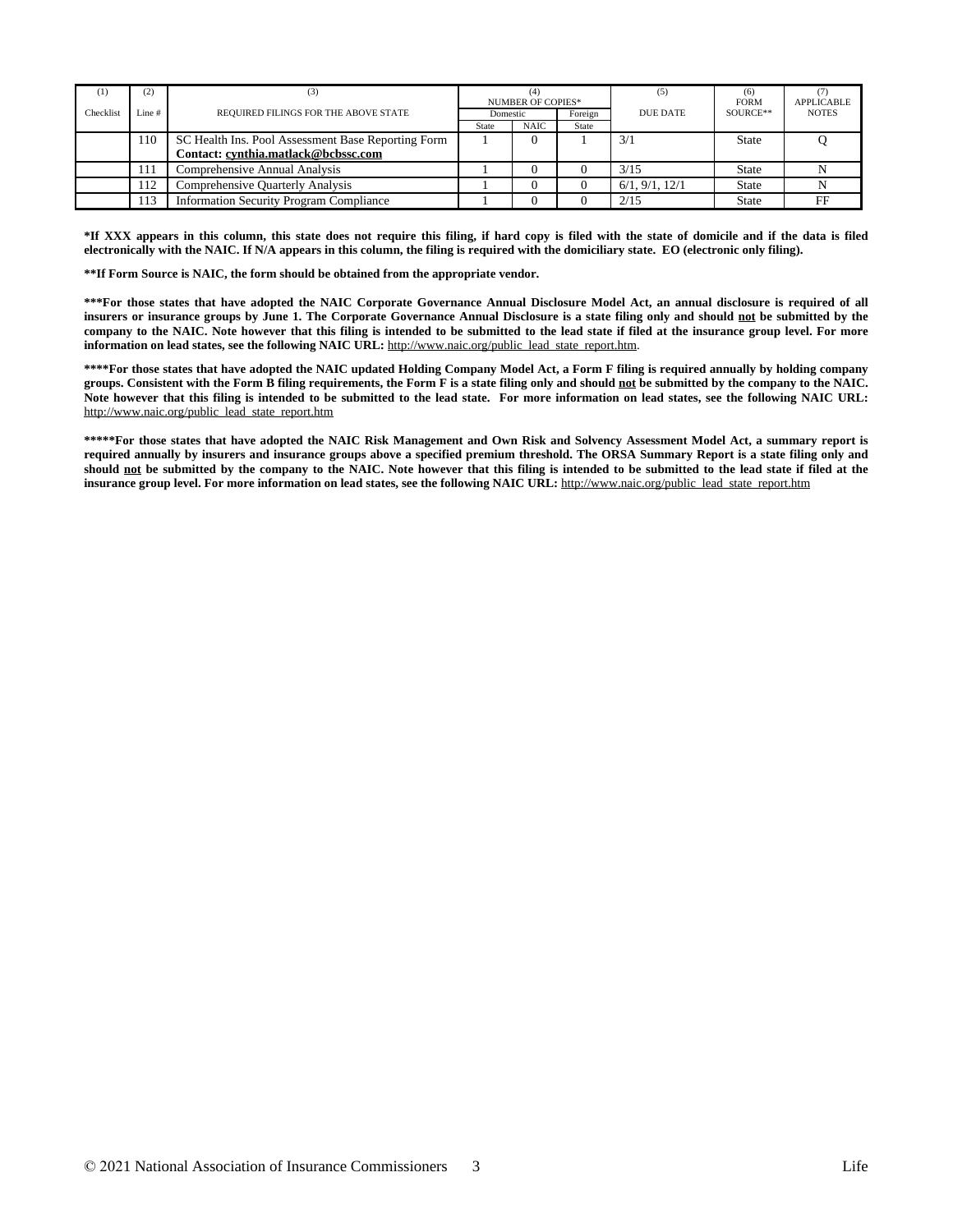| (1) | (2) | (3) | (4) | | | (5) | (6) | (7) |
|---|---|---|---|---|---|---|---|---|
| | | | NUMBER OF COPIES* | | | | FORM | APPLICABLE |
| Checklist | Line # | REQUIRED FILINGS FOR THE ABOVE STATE | Domestic | | Foreign | DUE DATE | SOURCE** | NOTES |
| | | | State | NAIC | State | | | |
| | 110 | SC Health Ins. Pool Assessment Base Reporting Form **Contact: cynthia.matlack@bcbssc.com** | 1 | 0 | 1 | 3/1 | State | Q |
| | 111 | Comprehensive Annual Analysis | 1 | 0 | 0 | 3/15 | State | N |
| | 112 | Comprehensive Quarterly Analysis | 1 | 0 | 0 | 6/1, 9/1, 12/1 | State | N |
| | 113 | Information Security Program Compliance | 1 | 0 | 0 | 2/15 | State | FF |

**\*If XXX appears in this column, this state does not require this filing, if hard copy is filed with the state of domicile and if the data is filed electronically with the NAIC. If N/A appears in this column, the filing is required with the domiciliary state. EO (electronic only filing).**

**\*\*If Form Source is NAIC, the form should be obtained from the appropriate vendor.**

**\*\*\*For those states that have adopted the NAIC Corporate Governance Annual Disclosure Model Act, an annual disclosure is required of all insurers or insurance groups by June 1. The Corporate Governance Annual Disclosure is a state filing only and should not be submitted by the company to the NAIC. Note however that this filing is intended to be submitted to the lead state if filed at the insurance group level. For more information on lead states, see the following NAIC URL:** http://www.naic.org/public_lead_state_report.htm.

**\*\*\*\*For those states that have adopted the NAIC updated Holding Company Model Act, a Form F filing is required annually by holding company groups. Consistent with the Form B filing requirements, the Form F is a state filing only and should not be submitted by the company to the NAIC. Note however that this filing is intended to be submitted to the lead state. For more information on lead states, see the following NAIC URL:** http://www.naic.org/public_lead_state_report.htm

**\*\*\*\*\*For those states that have adopted the NAIC Risk Management and Own Risk and Solvency Assessment Model Act, a summary report is required annually by insurers and insurance groups above a specified premium threshold. The ORSA Summary Report is a state filing only and should not be submitted by the company to the NAIC. Note however that this filing is intended to be submitted to the lead state if filed at the insurance group level. For more information on lead states, see the following NAIC URL:** http://www.naic.org/public_lead_state_report.htm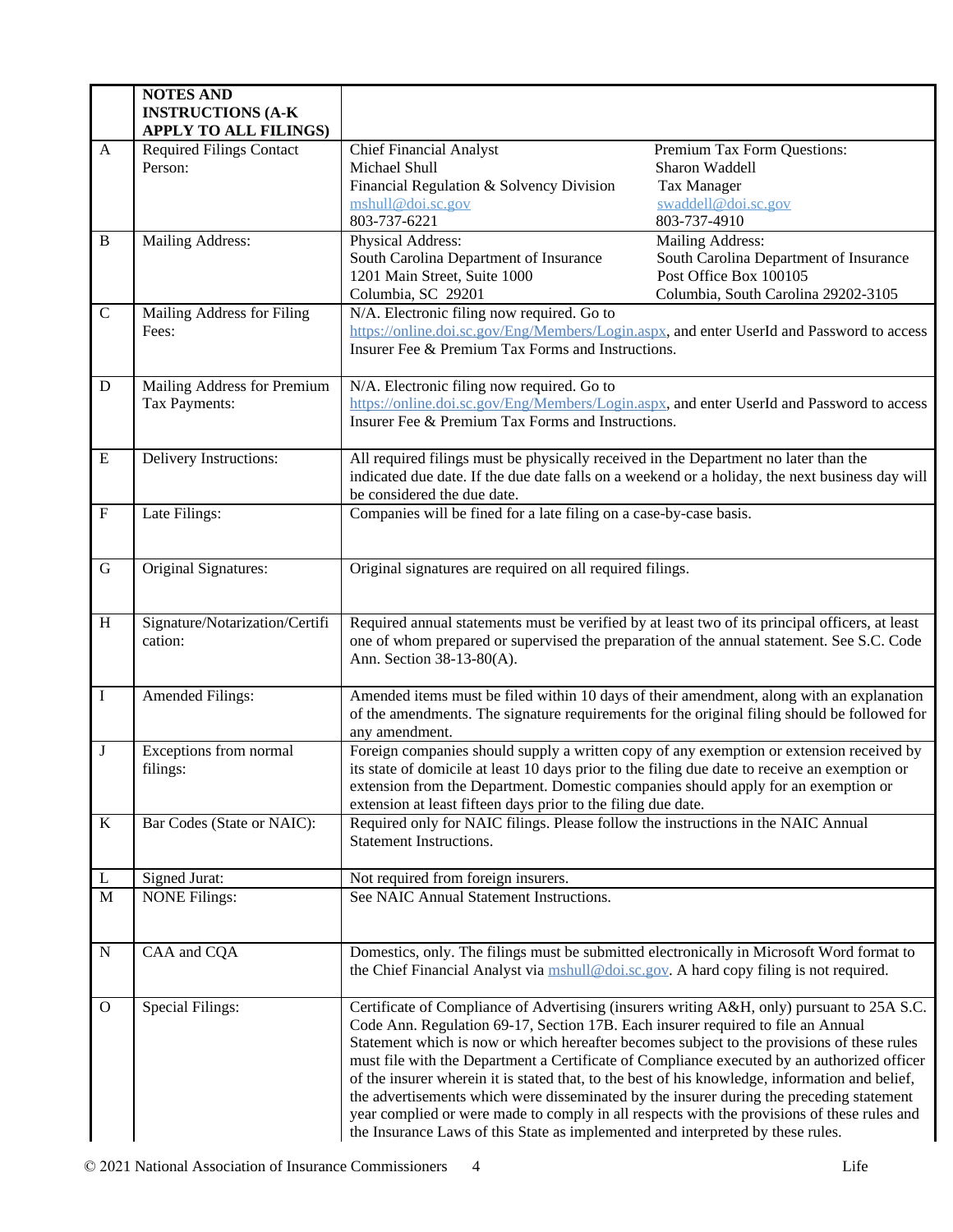| | NOTES AND INSTRUCTIONS (A-K APPLY TO ALL FILINGS) | | |
|---|---|---|---|
| A | Required Filings Contact Person: | Chief Financial Analyst<br>Michael Shull<br>Financial Regulation & Solvency Division<br>mshull@doi.sc.gov<br>803-737-6221 | Premium Tax Form Questions:<br>Sharon Waddell<br>Tax Manager<br>swaddell@doi.sc.gov<br>803-737-4910 |
| B | Mailing Address: | Physical Address:<br>South Carolina Department of Insurance<br>1201 Main Street, Suite 1000<br>Columbia, SC 29201 | Mailing Address:<br>South Carolina Department of Insurance<br>Post Office Box 100105<br>Columbia, South Carolina 29202-3105 |
| C | Mailing Address for Filing Fees: | N/A. Electronic filing now required. Go to https://online.doi.sc.gov/Eng/Members/Login.aspx, and enter UserId and Password to access Insurer Fee & Premium Tax Forms and Instructions. | |
| D | Mailing Address for Premium Tax Payments: | N/A. Electronic filing now required. Go to https://online.doi.sc.gov/Eng/Members/Login.aspx, and enter UserId and Password to access Insurer Fee & Premium Tax Forms and Instructions. | |
| E | Delivery Instructions: | All required filings must be physically received in the Department no later than the indicated due date. If the due date falls on a weekend or a holiday, the next business day will be considered the due date. | |
| F | Late Filings: | Companies will be fined for a late filing on a case-by-case basis. | |
| G | Original Signatures: | Original signatures are required on all required filings. | |
| H | Signature/Notarization/Certification: | Required annual statements must be verified by at least two of its principal officers, at least one of whom prepared or supervised the preparation of the annual statement. See S.C. Code Ann. Section 38-13-80(A). | |
| I | Amended Filings: | Amended items must be filed within 10 days of their amendment, along with an explanation of the amendments. The signature requirements for the original filing should be followed for any amendment. | |
| J | Exceptions from normal filings: | Foreign companies should supply a written copy of any exemption or extension received by its state of domicile at least 10 days prior to the filing due date to receive an exemption or extension from the Department. Domestic companies should apply for an exemption or extension at least fifteen days prior to the filing due date. | |
| K | Bar Codes (State or NAIC): | Required only for NAIC filings. Please follow the instructions in the NAIC Annual Statement Instructions. | |
| L | Signed Jurat: | Not required from foreign insurers. | |
| M | NONE Filings: | See NAIC Annual Statement Instructions. | |
| N | CAA and CQA | Domestics, only. The filings must be submitted electronically in Microsoft Word format to the Chief Financial Analyst via mshull@doi.sc.gov. A hard copy filing is not required. | |
| O | Special Filings: | Certificate of Compliance of Advertising (insurers writing A&H, only) pursuant to 25A S.C. Code Ann. Regulation 69-17, Section 17B. Each insurer required to file an Annual Statement which is now or which hereafter becomes subject to the provisions of these rules must file with the Department a Certificate of Compliance executed by an authorized officer of the insurer wherein it is stated that, to the best of his knowledge, information and belief, the advertisements which were disseminated by the insurer during the preceding statement year complied or were made to comply in all respects with the provisions of these rules and the Insurance Laws of this State as implemented and interpreted by these rules. | |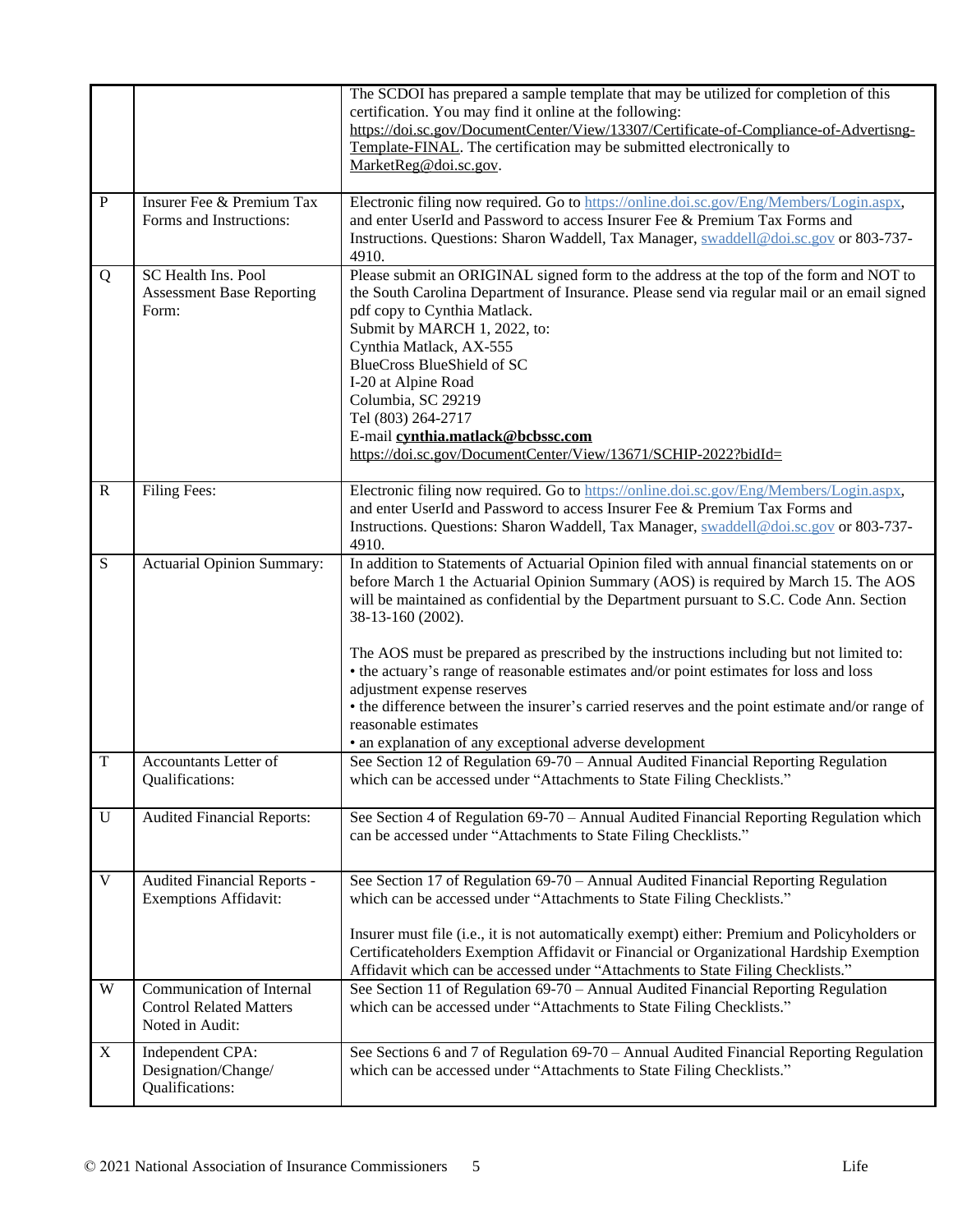|  |  |  |
|---|---|---|
|  |  | The SCDOI has prepared a sample template that may be utilized for completion of this certification. You may find it online at the following: https://doi.sc.gov/DocumentCenter/View/13307/Certificate-of-Compliance-of-Advertisng-Template-FINAL. The certification may be submitted electronically to MarketReg@doi.sc.gov. |
| P | Insurer Fee & Premium Tax Forms and Instructions: | Electronic filing now required. Go to https://online.doi.sc.gov/Eng/Members/Login.aspx, and enter UserId and Password to access Insurer Fee & Premium Tax Forms and Instructions. Questions: Sharon Waddell, Tax Manager, swaddell@doi.sc.gov or 803-737-4910. |
| Q | SC Health Ins. Pool Assessment Base Reporting Form: | Please submit an ORIGINAL signed form to the address at the top of the form and NOT to the South Carolina Department of Insurance. Please send via regular mail or an email signed pdf copy to Cynthia Matlack.<br>Submit by MARCH 1, 2022, to:<br>Cynthia Matlack, AX-555<br>BlueCross BlueShield of SC<br>I-20 at Alpine Road<br>Columbia, SC 29219<br>Tel (803) 264-2717<br>E-mail **cynthia.matlack@bcbssc.com**<br>https://doi.sc.gov/DocumentCenter/View/13671/SCHIP-2022?bidId= |
| R | Filing Fees: | Electronic filing now required. Go to https://online.doi.sc.gov/Eng/Members/Login.aspx, and enter UserId and Password to access Insurer Fee & Premium Tax Forms and Instructions. Questions: Sharon Waddell, Tax Manager, swaddell@doi.sc.gov or 803-737-4910. |
| S | Actuarial Opinion Summary: | In addition to Statements of Actuarial Opinion filed with annual financial statements on or before March 1 the Actuarial Opinion Summary (AOS) is required by March 15. The AOS will be maintained as confidential by the Department pursuant to S.C. Code Ann. Section 38-13-160 (2002).<br><br>The AOS must be prepared as prescribed by the instructions including but not limited to:<br>• the actuary's range of reasonable estimates and/or point estimates for loss and loss adjustment expense reserves<br>• the difference between the insurer's carried reserves and the point estimate and/or range of reasonable estimates<br>• an explanation of any exceptional adverse development |
| T | Accountants Letter of Qualifications: | See Section 12 of Regulation 69-70 – Annual Audited Financial Reporting Regulation which can be accessed under "Attachments to State Filing Checklists." |
| U | Audited Financial Reports: | See Section 4 of Regulation 69-70 – Annual Audited Financial Reporting Regulation which can be accessed under "Attachments to State Filing Checklists." |
| V | Audited Financial Reports - Exemptions Affidavit: | See Section 17 of Regulation 69-70 – Annual Audited Financial Reporting Regulation which can be accessed under "Attachments to State Filing Checklists."<br><br>Insurer must file (i.e., it is not automatically exempt) either: Premium and Policyholders or Certificateholders Exemption Affidavit or Financial or Organizational Hardship Exemption Affidavit which can be accessed under "Attachments to State Filing Checklists." |
| W | Communication of Internal Control Related Matters Noted in Audit: | See Section 11 of Regulation 69-70 – Annual Audited Financial Reporting Regulation which can be accessed under "Attachments to State Filing Checklists." |
| X | Independent CPA: Designation/Change/ Qualifications: | See Sections 6 and 7 of Regulation 69-70 – Annual Audited Financial Reporting Regulation which can be accessed under "Attachments to State Filing Checklists." |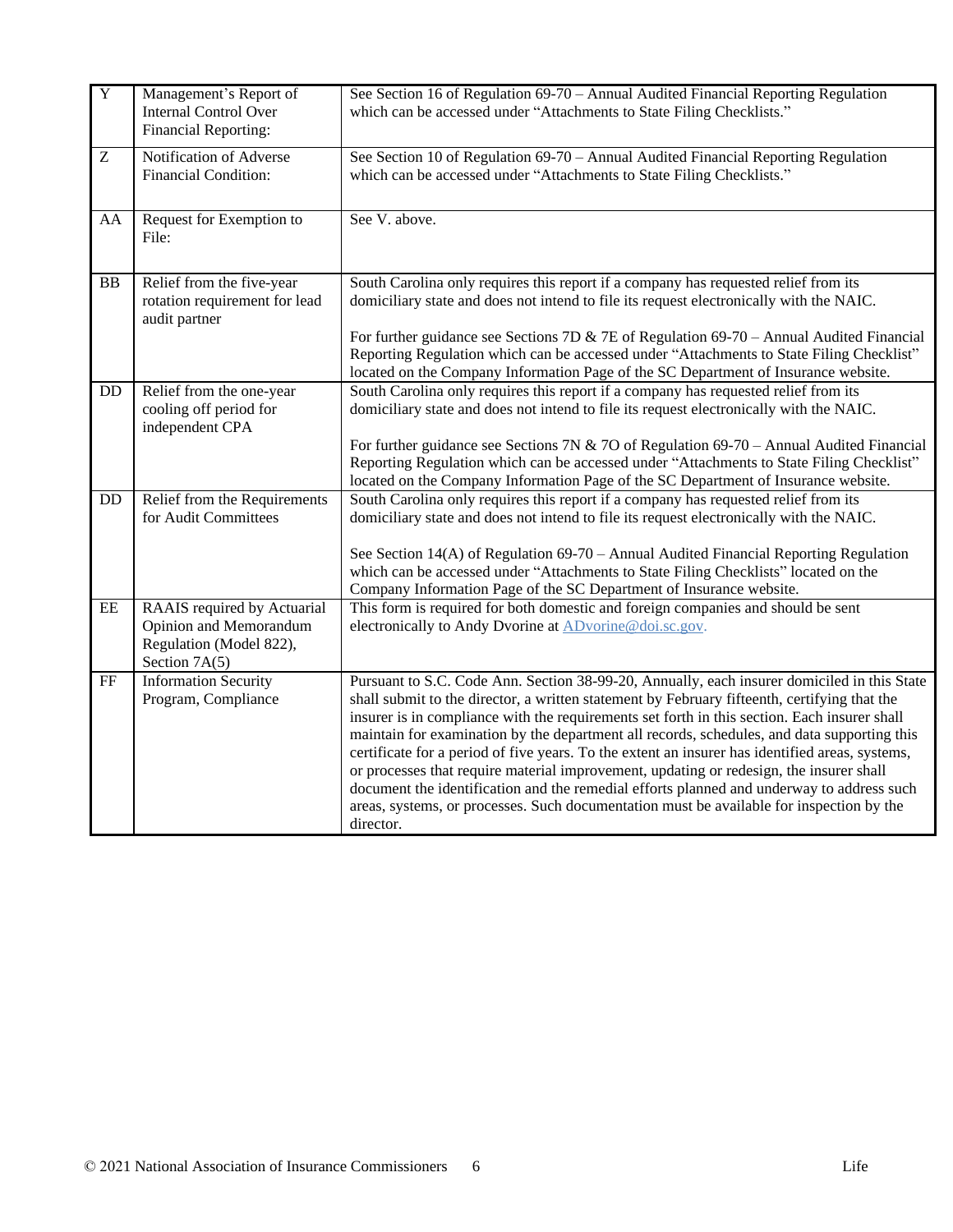| | | |
|---|---|---|
| Y | Management's Report of Internal Control Over Financial Reporting: | See Section 16 of Regulation 69-70 – Annual Audited Financial Reporting Regulation which can be accessed under "Attachments to State Filing Checklists." |
| Z | Notification of Adverse Financial Condition: | See Section 10 of Regulation 69-70 – Annual Audited Financial Reporting Regulation which can be accessed under "Attachments to State Filing Checklists." |
| AA | Request for Exemption to File: | See V. above. |
| BB | Relief from the five-year rotation requirement for lead audit partner | South Carolina only requires this report if a company has requested relief from its domiciliary state and does not intend to file its request electronically with the NAIC.<br><br>For further guidance see Sections 7D & 7E of Regulation 69-70 – Annual Audited Financial Reporting Regulation which can be accessed under "Attachments to State Filing Checklist" located on the Company Information Page of the SC Department of Insurance website. |
| DD | Relief from the one-year cooling off period for independent CPA | South Carolina only requires this report if a company has requested relief from its domiciliary state and does not intend to file its request electronically with the NAIC.<br><br>For further guidance see Sections 7N & 7O of Regulation 69-70 – Annual Audited Financial Reporting Regulation which can be accessed under "Attachments to State Filing Checklist" located on the Company Information Page of the SC Department of Insurance website. |
| DD | Relief from the Requirements for Audit Committees | South Carolina only requires this report if a company has requested relief from its domiciliary state and does not intend to file its request electronically with the NAIC.<br><br>See Section 14(A) of Regulation 69-70 – Annual Audited Financial Reporting Regulation which can be accessed under "Attachments to State Filing Checklists" located on the Company Information Page of the SC Department of Insurance website. |
| EE | RAAIS required by Actuarial Opinion and Memorandum Regulation (Model 822), Section 7A(5) | This form is required for both domestic and foreign companies and should be sent electronically to Andy Dvorine at ADvorine@doi.sc.gov. |
| FF | Information Security Program, Compliance | Pursuant to S.C. Code Ann. Section 38-99-20, Annually, each insurer domiciled in this State shall submit to the director, a written statement by February fifteenth, certifying that the insurer is in compliance with the requirements set forth in this section. Each insurer shall maintain for examination by the department all records, schedules, and data supporting this certificate for a period of five years. To the extent an insurer has identified areas, systems, or processes that require material improvement, updating or redesign, the insurer shall document the identification and the remedial efforts planned and underway to address such areas, systems, or processes. Such documentation must be available for inspection by the director. |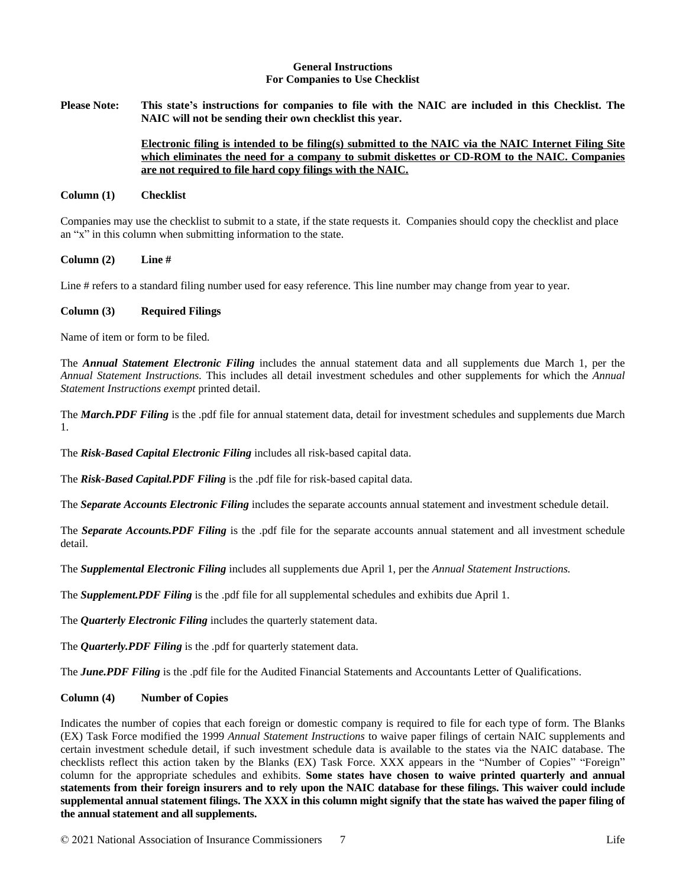**General Instructions**
**For Companies to Use Checklist**

**Please Note:** **This state's instructions for companies to file with the NAIC are included in this Checklist. The NAIC will not be sending their own checklist this year.**

**Electronic filing is intended to be filing(s) submitted to the NAIC via the NAIC Internet Filing Site which eliminates the need for a company to submit diskettes or CD-ROM to the NAIC. Companies are not required to file hard copy filings with the NAIC.**

**Column (1) Checklist**

Companies may use the checklist to submit to a state, if the state requests it. Companies should copy the checklist and place an "x" in this column when submitting information to the state.

**Column (2) Line #**

Line # refers to a standard filing number used for easy reference. This line number may change from year to year.

**Column (3) Required Filings**

Name of item or form to be filed.

The ***Annual Statement Electronic Filing*** includes the annual statement data and all supplements due March 1, per the *Annual Statement Instructions.* This includes all detail investment schedules and other supplements for which the *Annual Statement Instructions exempt* printed detail.

The ***March.PDF Filing*** is the .pdf file for annual statement data, detail for investment schedules and supplements due March 1.

The ***Risk-Based Capital Electronic Filing*** includes all risk-based capital data.

The ***Risk-Based Capital.PDF Filing*** is the .pdf file for risk-based capital data.

The ***Separate Accounts Electronic Filing*** includes the separate accounts annual statement and investment schedule detail.

The ***Separate Accounts.PDF Filing*** is the .pdf file for the separate accounts annual statement and all investment schedule detail.

The ***Supplemental Electronic Filing*** includes all supplements due April 1, per the *Annual Statement Instructions.*

The ***Supplement.PDF Filing*** is the .pdf file for all supplemental schedules and exhibits due April 1.

The ***Quarterly Electronic Filing*** includes the quarterly statement data.

The ***Quarterly.PDF Filing*** is the .pdf for quarterly statement data.

The ***June.PDF Filing*** is the .pdf file for the Audited Financial Statements and Accountants Letter of Qualifications.

**Column (4) Number of Copies**

Indicates the number of copies that each foreign or domestic company is required to file for each type of form. The Blanks (EX) Task Force modified the 1999 *Annual Statement Instructions* to waive paper filings of certain NAIC supplements and certain investment schedule detail, if such investment schedule data is available to the states via the NAIC database. The checklists reflect this action taken by the Blanks (EX) Task Force. XXX appears in the "Number of Copies" "Foreign" column for the appropriate schedules and exhibits. **Some states have chosen to waive printed quarterly and annual statements from their foreign insurers and to rely upon the NAIC database for these filings. This waiver could include supplemental annual statement filings. The XXX in this column might signify that the state has waived the paper filing of the annual statement and all supplements.**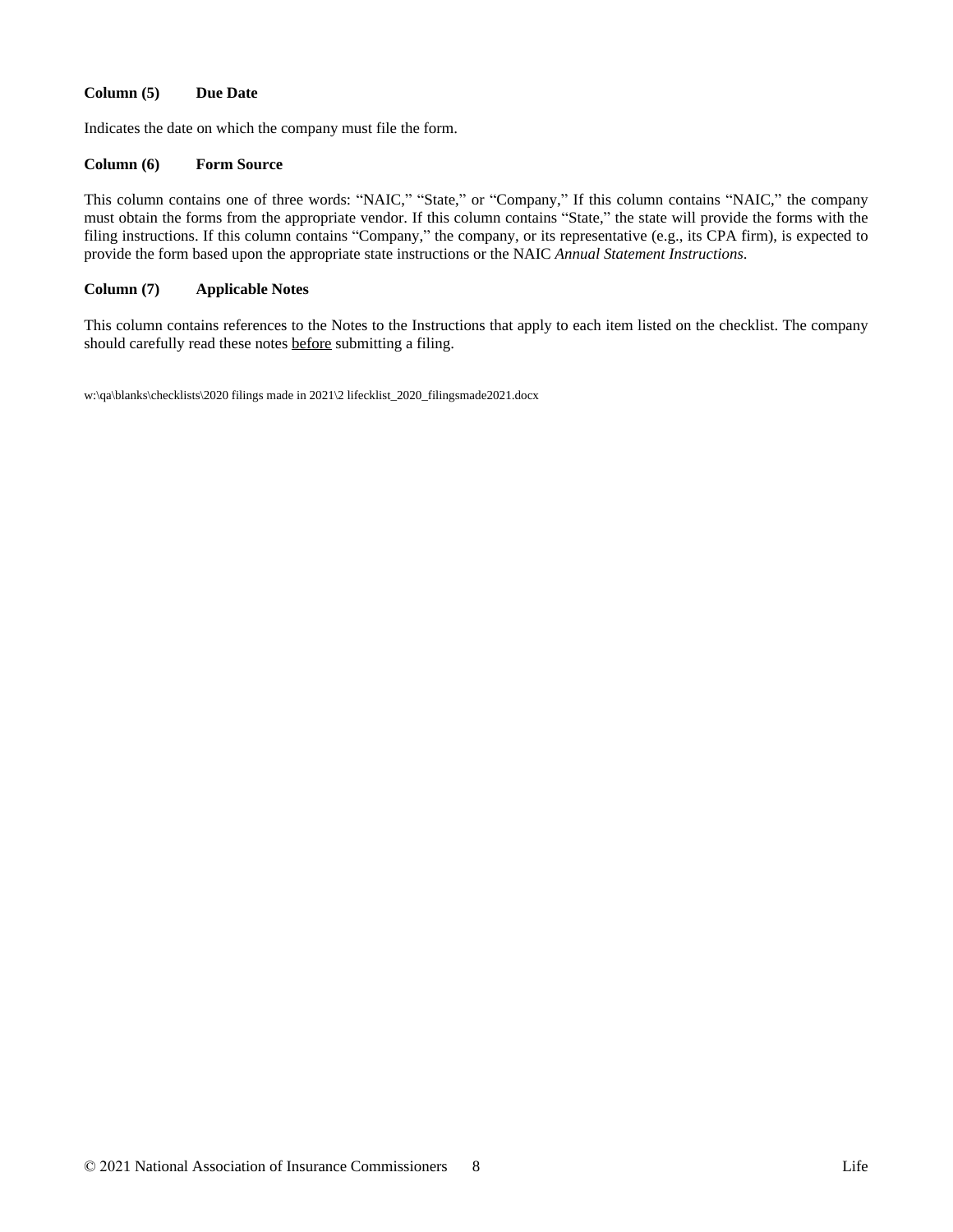**Column (5) Due Date**

Indicates the date on which the company must file the form.

**Column (6) Form Source**

This column contains one of three words: "NAIC," "State," or "Company," If this column contains "NAIC," the company must obtain the forms from the appropriate vendor. If this column contains "State," the state will provide the forms with the filing instructions. If this column contains "Company," the company, or its representative (e.g., its CPA firm), is expected to provide the form based upon the appropriate state instructions or the NAIC *Annual Statement Instructions*.

**Column (7) Applicable Notes**

This column contains references to the Notes to the Instructions that apply to each item listed on the checklist. The company should carefully read these notes <u>before</u> submitting a filing.

w:\qa\blanks\checklists\2020 filings made in 2021\2 lifecklist_2020_filingsmade2021.docx